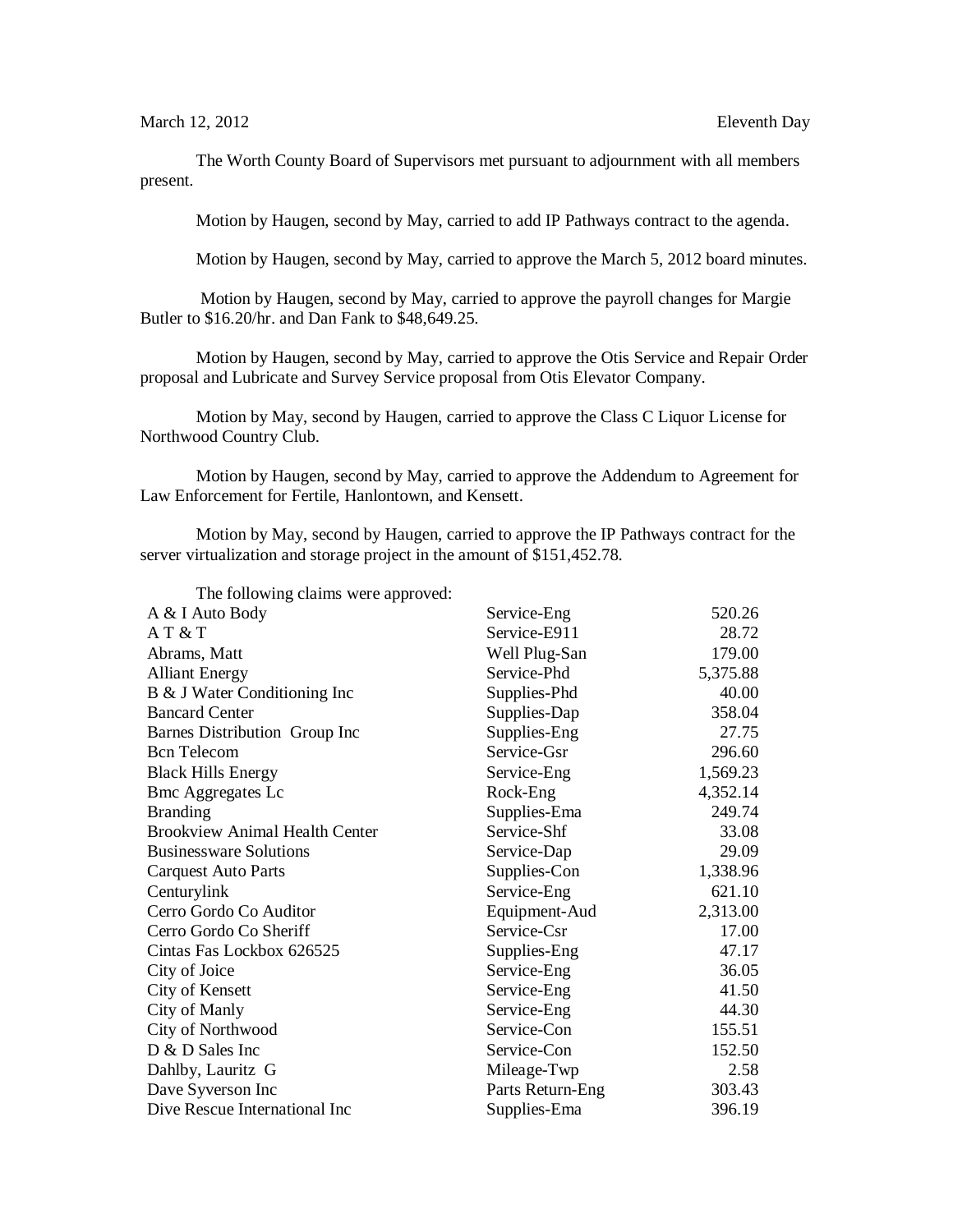March 12, 2012 Eleventh Day

The Worth County Board of Supervisors met pursuant to adjournment with all members present.

Motion by Haugen, second by May, carried to add IP Pathways contract to the agenda.

Motion by Haugen, second by May, carried to approve the March 5, 2012 board minutes.

Motion by Haugen, second by May, carried to approve the payroll changes for Margie Butler to $16.20/hr. and Dan Fank to $48,649.25.

Motion by Haugen, second by May, carried to approve the Otis Service and Repair Order proposal and Lubricate and Survey Service proposal from Otis Elevator Company.

Motion by May, second by Haugen, carried to approve the Class C Liquor License for Northwood Country Club.

Motion by Haugen, second by May, carried to approve the Addendum to Agreement for Law Enforcement for Fertile, Hanlontown, and Kensett.

Motion by May, second by Haugen, carried to approve the IP Pathways contract for the server virtualization and storage project in the amount of $151,452.78.

The following claims were approved:

| | | |
|---|---|---|
| A & I Auto Body | Service-Eng | 520.26 |
| A T & T | Service-E911 | 28.72 |
| Abrams, Matt | Well Plug-San | 179.00 |
| Alliant Energy | Service-Phd | 5,375.88 |
| B & J Water Conditioning Inc | Supplies-Phd | 40.00 |
| Bancard Center | Supplies-Dap | 358.04 |
| Barnes Distribution Group Inc | Supplies-Eng | 27.75 |
| Bcn Telecom | Service-Gsr | 296.60 |
| Black Hills Energy | Service-Eng | 1,569.23 |
| Bmc Aggregates Lc | Rock-Eng | 4,352.14 |
| Branding | Supplies-Ema | 249.74 |
| Brookview Animal Health Center | Service-Shf | 33.08 |
| Businessware Solutions | Service-Dap | 29.09 |
| Carquest Auto Parts | Supplies-Con | 1,338.96 |
| Centurylink | Service-Eng | 621.10 |
| Cerro Gordo Co Auditor | Equipment-Aud | 2,313.00 |
| Cerro Gordo Co Sheriff | Service-Csr | 17.00 |
| Cintas Fas Lockbox 626525 | Supplies-Eng | 47.17 |
| City of Joice | Service-Eng | 36.05 |
| City of Kensett | Service-Eng | 41.50 |
| City of Manly | Service-Eng | 44.30 |
| City of Northwood | Service-Con | 155.51 |
| D & D Sales Inc | Service-Con | 152.50 |
| Dahlby, Lauritz G | Mileage-Twp | 2.58 |
| Dave Syverson Inc | Parts Return-Eng | 303.43 |
| Dive Rescue International Inc | Supplies-Ema | 396.19 |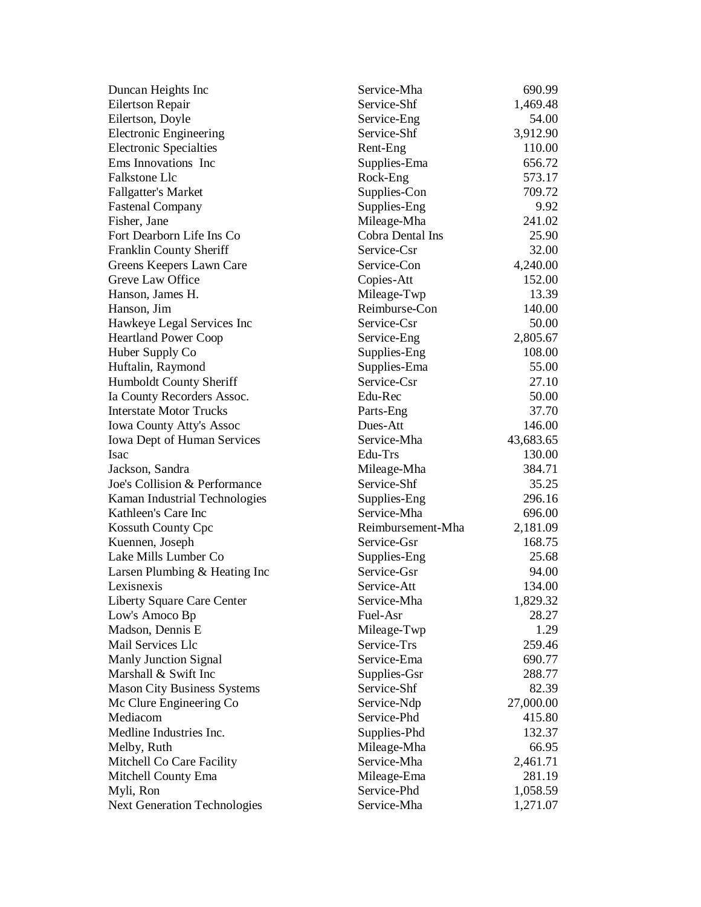| | | |
|---|---|---|
| Duncan Heights Inc | Service-Mha | 690.99 |
| Eilertson Repair | Service-Shf | 1,469.48 |
| Eilertson, Doyle | Service-Eng | 54.00 |
| Electronic Engineering | Service-Shf | 3,912.90 |
| Electronic Specialties | Rent-Eng | 110.00 |
| Ems Innovations Inc | Supplies-Ema | 656.72 |
| Falkstone Llc | Rock-Eng | 573.17 |
| Fallgatter's Market | Supplies-Con | 709.72 |
| Fastenal Company | Supplies-Eng | 9.92 |
| Fisher, Jane | Mileage-Mha | 241.02 |
| Fort Dearborn Life Ins Co | Cobra Dental Ins | 25.90 |
| Franklin County Sheriff | Service-Csr | 32.00 |
| Greens Keepers Lawn Care | Service-Con | 4,240.00 |
| Greve Law Office | Copies-Att | 152.00 |
| Hanson, James H. | Mileage-Twp | 13.39 |
| Hanson, Jim | Reimburse-Con | 140.00 |
| Hawkeye Legal Services Inc | Service-Csr | 50.00 |
| Heartland Power Coop | Service-Eng | 2,805.67 |
| Huber Supply Co | Supplies-Eng | 108.00 |
| Huftalin, Raymond | Supplies-Ema | 55.00 |
| Humboldt County Sheriff | Service-Csr | 27.10 |
| Ia County Recorders Assoc. | Edu-Rec | 50.00 |
| Interstate Motor Trucks | Parts-Eng | 37.70 |
| Iowa County Atty's Assoc | Dues-Att | 146.00 |
| Iowa Dept of Human Services | Service-Mha | 43,683.65 |
| Isac | Edu-Trs | 130.00 |
| Jackson, Sandra | Mileage-Mha | 384.71 |
| Joe's Collision & Performance | Service-Shf | 35.25 |
| Kaman Industrial Technologies | Supplies-Eng | 296.16 |
| Kathleen's Care Inc | Service-Mha | 696.00 |
| Kossuth County Cpc | Reimbursement-Mha | 2,181.09 |
| Kuennen, Joseph | Service-Gsr | 168.75 |
| Lake Mills Lumber Co | Supplies-Eng | 25.68 |
| Larsen Plumbing & Heating Inc | Service-Gsr | 94.00 |
| Lexisnexis | Service-Att | 134.00 |
| Liberty Square Care Center | Service-Mha | 1,829.32 |
| Low's Amoco Bp | Fuel-Asr | 28.27 |
| Madson, Dennis E | Mileage-Twp | 1.29 |
| Mail Services Llc | Service-Trs | 259.46 |
| Manly Junction Signal | Service-Ema | 690.77 |
| Marshall & Swift Inc | Supplies-Gsr | 288.77 |
| Mason City Business Systems | Service-Shf | 82.39 |
| Mc Clure Engineering Co | Service-Ndp | 27,000.00 |
| Mediacom | Service-Phd | 415.80 |
| Medline Industries Inc. | Supplies-Phd | 132.37 |
| Melby, Ruth | Mileage-Mha | 66.95 |
| Mitchell Co Care Facility | Service-Mha | 2,461.71 |
| Mitchell County Ema | Mileage-Ema | 281.19 |
| Myli, Ron | Service-Phd | 1,058.59 |
| Next Generation Technologies | Service-Mha | 1,271.07 |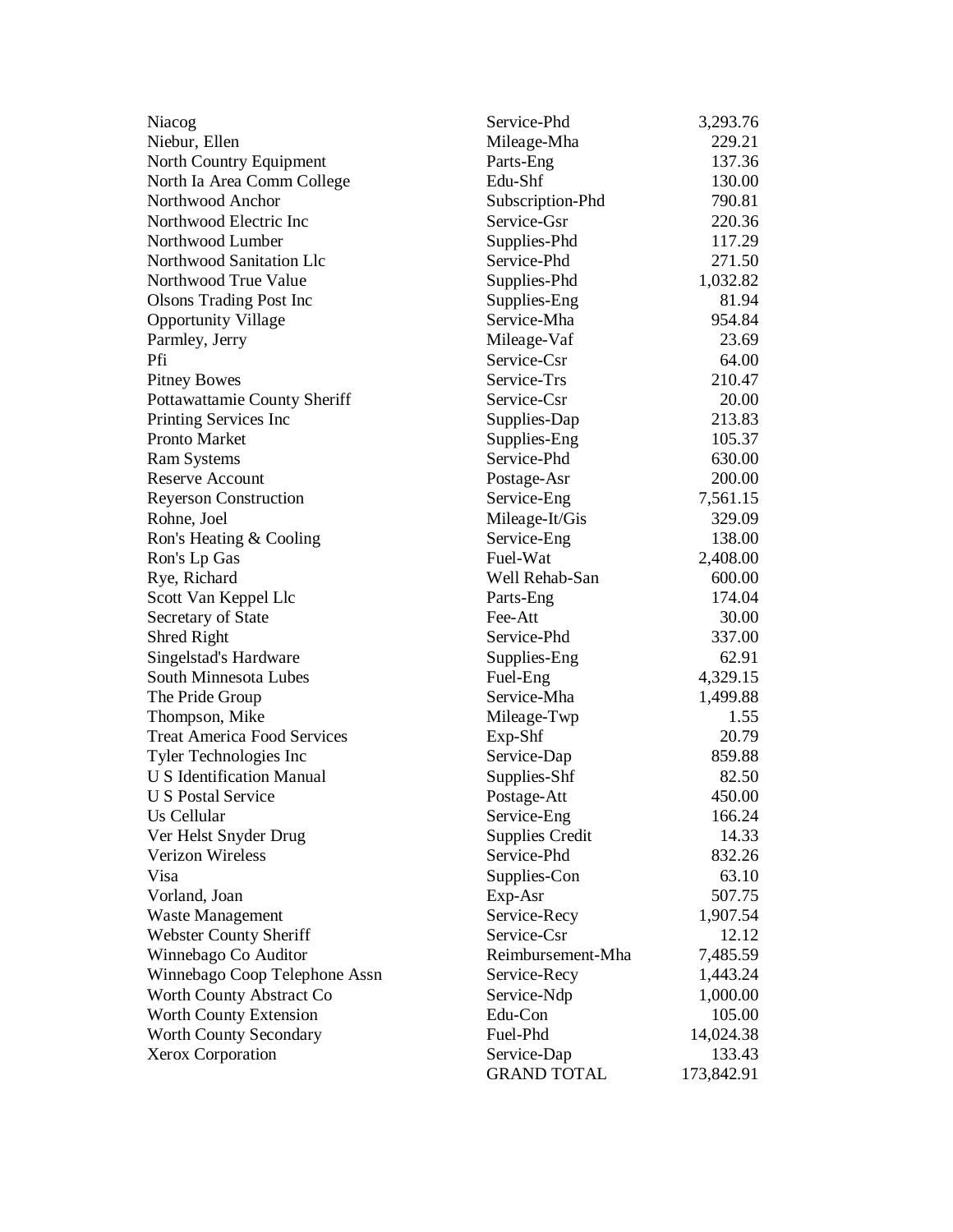| | | |
|---|---|---|
| Niacog | Service-Phd | 3,293.76 |
| Niebur, Ellen | Mileage-Mha | 229.21 |
| North Country Equipment | Parts-Eng | 137.36 |
| North Ia Area Comm College | Edu-Shf | 130.00 |
| Northwood Anchor | Subscription-Phd | 790.81 |
| Northwood Electric Inc | Service-Gsr | 220.36 |
| Northwood Lumber | Supplies-Phd | 117.29 |
| Northwood Sanitation Llc | Service-Phd | 271.50 |
| Northwood True Value | Supplies-Phd | 1,032.82 |
| Olsons Trading Post Inc | Supplies-Eng | 81.94 |
| Opportunity Village | Service-Mha | 954.84 |
| Parmley, Jerry | Mileage-Vaf | 23.69 |
| Pfi | Service-Csr | 64.00 |
| Pitney Bowes | Service-Trs | 210.47 |
| Pottawattamie County Sheriff | Service-Csr | 20.00 |
| Printing Services Inc | Supplies-Dap | 213.83 |
| Pronto Market | Supplies-Eng | 105.37 |
| Ram Systems | Service-Phd | 630.00 |
| Reserve Account | Postage-Asr | 200.00 |
| Reyerson Construction | Service-Eng | 7,561.15 |
| Rohne, Joel | Mileage-It/Gis | 329.09 |
| Ron's Heating & Cooling | Service-Eng | 138.00 |
| Ron's Lp Gas | Fuel-Wat | 2,408.00 |
| Rye, Richard | Well Rehab-San | 600.00 |
| Scott Van Keppel Llc | Parts-Eng | 174.04 |
| Secretary of State | Fee-Att | 30.00 |
| Shred Right | Service-Phd | 337.00 |
| Singelstad's Hardware | Supplies-Eng | 62.91 |
| South Minnesota Lubes | Fuel-Eng | 4,329.15 |
| The Pride Group | Service-Mha | 1,499.88 |
| Thompson, Mike | Mileage-Twp | 1.55 |
| Treat America Food Services | Exp-Shf | 20.79 |
| Tyler Technologies Inc | Service-Dap | 859.88 |
| U S Identification Manual | Supplies-Shf | 82.50 |
| U S Postal Service | Postage-Att | 450.00 |
| Us Cellular | Service-Eng | 166.24 |
| Ver Helst Snyder Drug | Supplies Credit | 14.33 |
| Verizon Wireless | Service-Phd | 832.26 |
| Visa | Supplies-Con | 63.10 |
| Vorland, Joan | Exp-Asr | 507.75 |
| Waste Management | Service-Recy | 1,907.54 |
| Webster County Sheriff | Service-Csr | 12.12 |
| Winnebago Co Auditor | Reimbursement-Mha | 7,485.59 |
| Winnebago Coop Telephone Assn | Service-Recy | 1,443.24 |
| Worth County Abstract Co | Service-Ndp | 1,000.00 |
| Worth County Extension | Edu-Con | 105.00 |
| Worth County Secondary | Fuel-Phd | 14,024.38 |
| Xerox Corporation | Service-Dap | 133.43 |
| | GRAND TOTAL | 173,842.91 |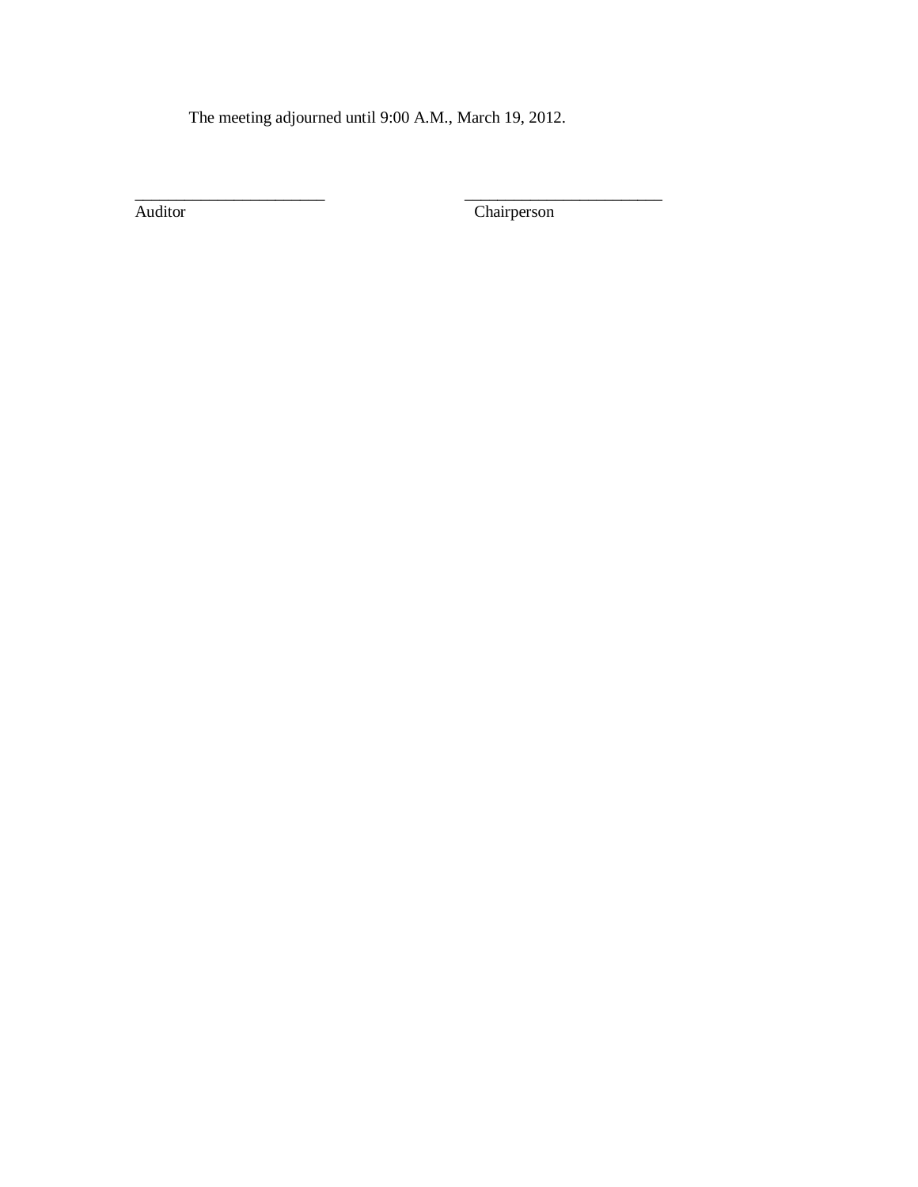The meeting adjourned until 9:00 A.M., March 19, 2012.

\_\_\_\_\_\_\_\_\_\_\_\_\_\_\_\_\_\_\_\_\_\_\_\_ \_\_\_\_\_\_\_\_\_\_\_\_\_\_\_\_\_\_\_\_\_\_\_\_\_

Auditor Chairperson